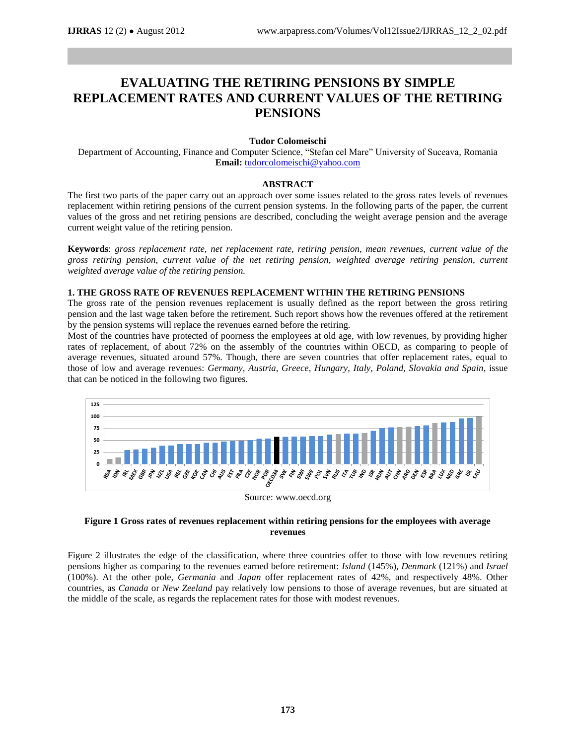# EVALUATING THE RETIRING PENSIONS BY SIMPLE REPLACEMENT RATES AND CURRENT VALUES OF THE RETIRING PENSIONS

**Tudor Colomeischi**

Department of Accounting, Finance and Computer Science, "Stefan cel Mare" University of Suceava, Romania
**Email:** tudorcolomeischi@yahoo.com

## ABSTRACT

The first two parts of the paper carry out an approach over some issues related to the gross rates levels of revenues replacement within retiring pensions of the current pension systems. In the following parts of the paper, the current values of the gross and net retiring pensions are described, concluding the weight average pension and the average current weight value of the retiring pension.

**Keywords**: *gross replacement rate, net replacement rate, retiring pension, mean revenues, current value of the gross retiring pension, current value of the net retiring pension, weighted average retiring pension, current weighted average value of the retiring pension.*

## 1. THE GROSS RATE OF REVENUES REPLACEMENT WITHIN THE RETIRING PENSIONS

The gross rate of the pension revenues replacement is usually defined as the report between the gross retiring pension and the last wage taken before the retirement. Such report shows how the revenues offered at the retirement by the pension systems will replace the revenues earned before the retiring.

Most of the countries have protected of poorness the employees at old age, with low revenues, by providing higher rates of replacement, of about 72% on the assembly of the countries within OECD, as comparing to people of average revenues, situated around 57%. Though, there are seven countries that offer replacement rates, equal to those of low and average revenues: *Germany, Austria, Greece, Hungary, Italy, Poland, Slovakia and Spain*, issue that can be noticed in the following two figures.

Source: www.oecd.org

**Figure 1 Gross rates of revenues replacement within retiring pensions for the employees with average revenues**

Figure 2 illustrates the edge of the classification, where three countries offer to those with low revenues retiring pensions higher as comparing to the revenues earned before retirement: *Island* (145%), *Denmark* (121%) and *Israel* (100%). At the other pole, *Germania* and *Japan* offer replacement rates of 42%, and respectively 48%. Other countries, as *Canada* or *New Zeeland* pay relatively low pensions to those of average revenues, but are situated at the middle of the scale, as regards the replacement rates for those with modest revenues.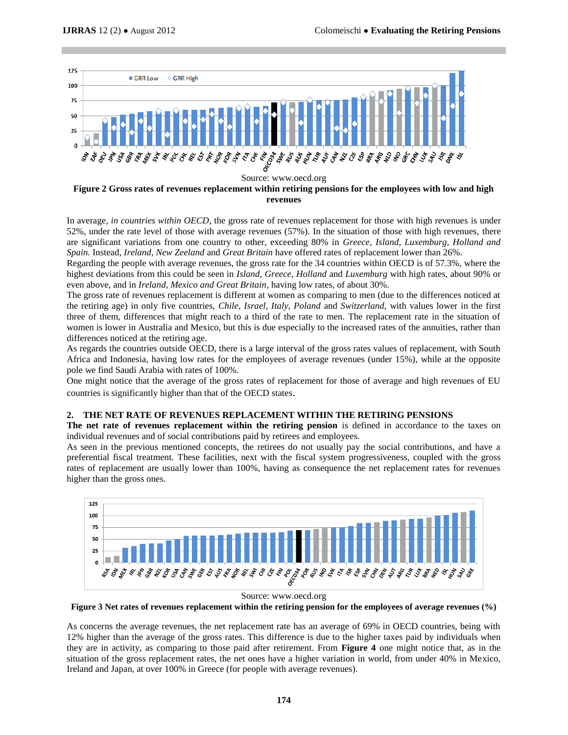Source: www.oecd.org

**Figure 2 Gross rates of revenues replacement within retiring pensions for the employees with low and high revenues**

In average, *in countries within OECD*, the gross rate of revenues replacement for those with high revenues is under 52%, under the rate level of those with average revenues (57%). In the situation of those with high revenues, there are significant variations from one country to other, exceeding 80% in *Greece, Island, Luxemburg, Holland and Spain.* Instead, *Ireland, New Zeeland* and *Great Britain* have offered rates of replacement lower than 26%.

Regarding the people with average revenues, the gross rate for the 34 countries within OECD is of 57.3%, where the highest deviations from this could be seen in *Island, Greece, Holland* and *Luxemburg* with high rates, about 90% or even above, and in *Ireland, Mexico and Great Britain*, having low rates, of about 30%.

The gross rate of revenues replacement is different at women as comparing to men (due to the differences noticed at the retiring age) in only five countries, *Chile, Israel, Italy, Poland* and *Switzerland*, with values lower in the first three of them, differences that might reach to a third of the rate to men. The replacement rate in the situation of women is lower in Australia and Mexico, but this is especially to the increased rates of the annuities, rather than differences noticed at the retiring age.

As regards the countries outside OECD, there is a large interval of the gross rates values of replacement, with South Africa and Indonesia, having low rates for the employees of average revenues (under 15%), while at the opposite pole we find Saudi Arabia with rates of 100%.

One might notice that the average of the gross rates of replacement for those of average and high revenues of EU countries is significantly higher than that of the OECD states.

## 2. THE NET RATE OF REVENUES REPLACEMENT WITHIN THE RETIRING PENSIONS

**The net rate of revenues replacement within the retiring pension** is defined in accordance to the taxes on individual revenues and of social contributions paid by retirees and employees.

As seen in the previous mentioned concepts, the retirees do not usually pay the social contributions, and have a preferential fiscal treatment. These facilities, next with the fiscal system progressiveness, coupled with the gross rates of replacement are usually lower than 100%, having as consequence the net replacement rates for revenues higher than the gross ones.

Source: www.oecd.org

**Figure 3 Net rates of revenues replacement within the retiring pension for the employees of average revenues (%)**

As concerns the average revenues, the net replacement rate has an average of 69% in OECD countries, being with 12% higher than the average of the gross rates. This difference is due to the higher taxes paid by individuals when they are in activity, as comparing to those paid after retirement. From **Figure 4** one might notice that, as in the situation of the gross replacement rates, the net ones have a higher variation in world, from under 40% in Mexico, Ireland and Japan, at over 100% in Greece (for people with average revenues).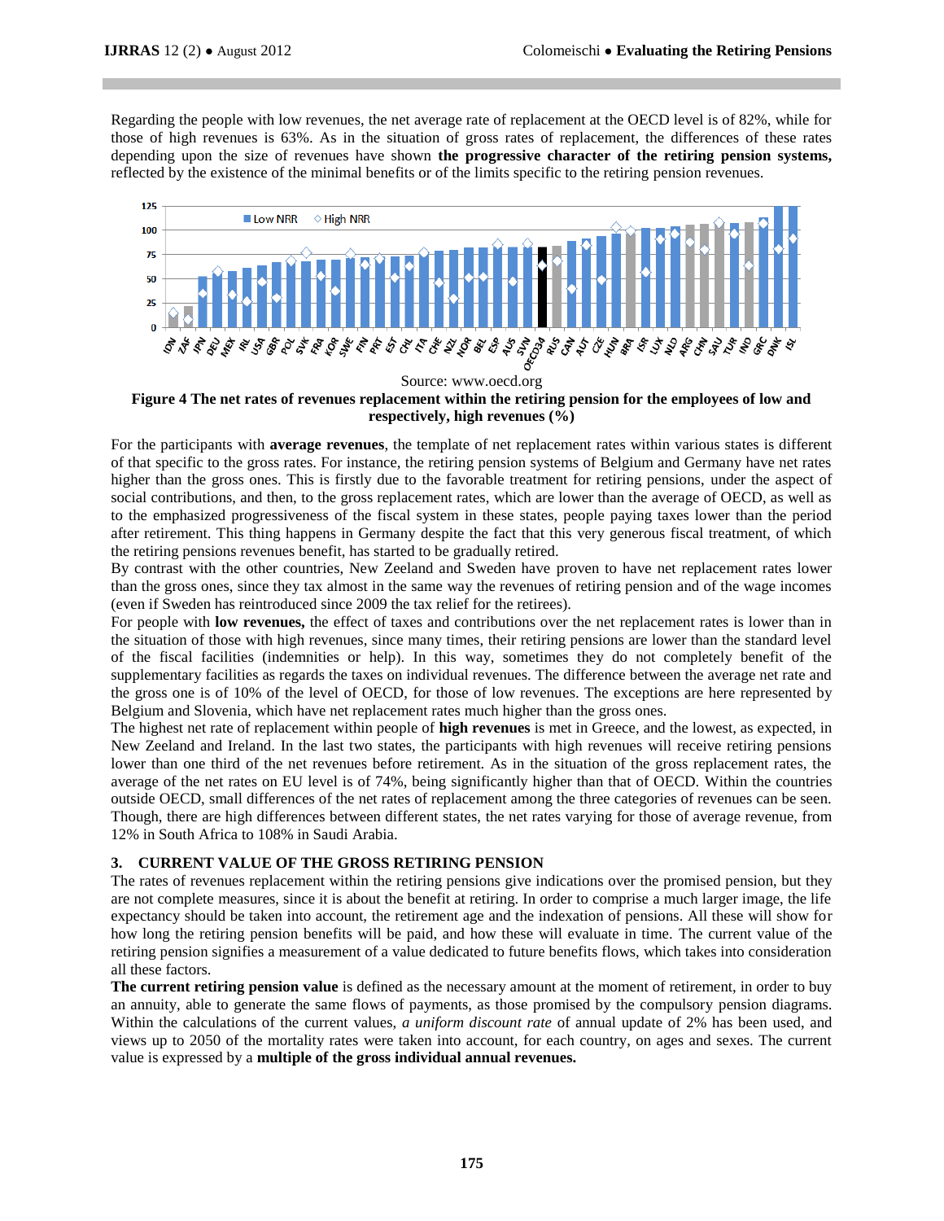Regarding the people with low revenues, the net average rate of replacement at the OECD level is of 82%, while for those of high revenues is 63%. As in the situation of gross rates of replacement, the differences of these rates depending upon the size of revenues have shown **the progressive character of the retiring pension systems,** reflected by the existence of the minimal benefits or of the limits specific to the retiring pension revenues.

Source: www.oecd.org

**Figure 4 The net rates of revenues replacement within the retiring pension for the employees of low and respectively, high revenues (%)**

For the participants with **average revenues**, the template of net replacement rates within various states is different of that specific to the gross rates. For instance, the retiring pension systems of Belgium and Germany have net rates higher than the gross ones. This is firstly due to the favorable treatment for retiring pensions, under the aspect of social contributions, and then, to the gross replacement rates, which are lower than the average of OECD, as well as to the emphasized progressiveness of the fiscal system in these states, people paying taxes lower than the period after retirement. This thing happens in Germany despite the fact that this very generous fiscal treatment, of which the retiring pensions revenues benefit, has started to be gradually retired.

By contrast with the other countries, New Zeeland and Sweden have proven to have net replacement rates lower than the gross ones, since they tax almost in the same way the revenues of retiring pension and of the wage incomes (even if Sweden has reintroduced since 2009 the tax relief for the retirees).

For people with **low revenues,** the effect of taxes and contributions over the net replacement rates is lower than in the situation of those with high revenues, since many times, their retiring pensions are lower than the standard level of the fiscal facilities (indemnities or help). In this way, sometimes they do not completely benefit of the supplementary facilities as regards the taxes on individual revenues. The difference between the average net rate and the gross one is of 10% of the level of OECD, for those of low revenues. The exceptions are here represented by Belgium and Slovenia, which have net replacement rates much higher than the gross ones.

The highest net rate of replacement within people of **high revenues** is met in Greece, and the lowest, as expected, in New Zeeland and Ireland. In the last two states, the participants with high revenues will receive retiring pensions lower than one third of the net revenues before retirement. As in the situation of the gross replacement rates, the average of the net rates on EU level is of 74%, being significantly higher than that of OECD. Within the countries outside OECD, small differences of the net rates of replacement among the three categories of revenues can be seen. Though, there are high differences between different states, the net rates varying for those of average revenue, from 12% in South Africa to 108% in Saudi Arabia.

## 3. CURRENT VALUE OF THE GROSS RETIRING PENSION

The rates of revenues replacement within the retiring pensions give indications over the promised pension, but they are not complete measures, since it is about the benefit at retiring. In order to comprise a much larger image, the life expectancy should be taken into account, the retirement age and the indexation of pensions. All these will show for how long the retiring pension benefits will be paid, and how these will evaluate in time. The current value of the retiring pension signifies a measurement of a value dedicated to future benefits flows, which takes into consideration all these factors.

**The current retiring pension value** is defined as the necessary amount at the moment of retirement, in order to buy an annuity, able to generate the same flows of payments, as those promised by the compulsory pension diagrams. Within the calculations of the current values, *a uniform discount rate* of annual update of 2% has been used, and views up to 2050 of the mortality rates were taken into account, for each country, on ages and sexes. The current value is expressed by a **multiple of the gross individual annual revenues.**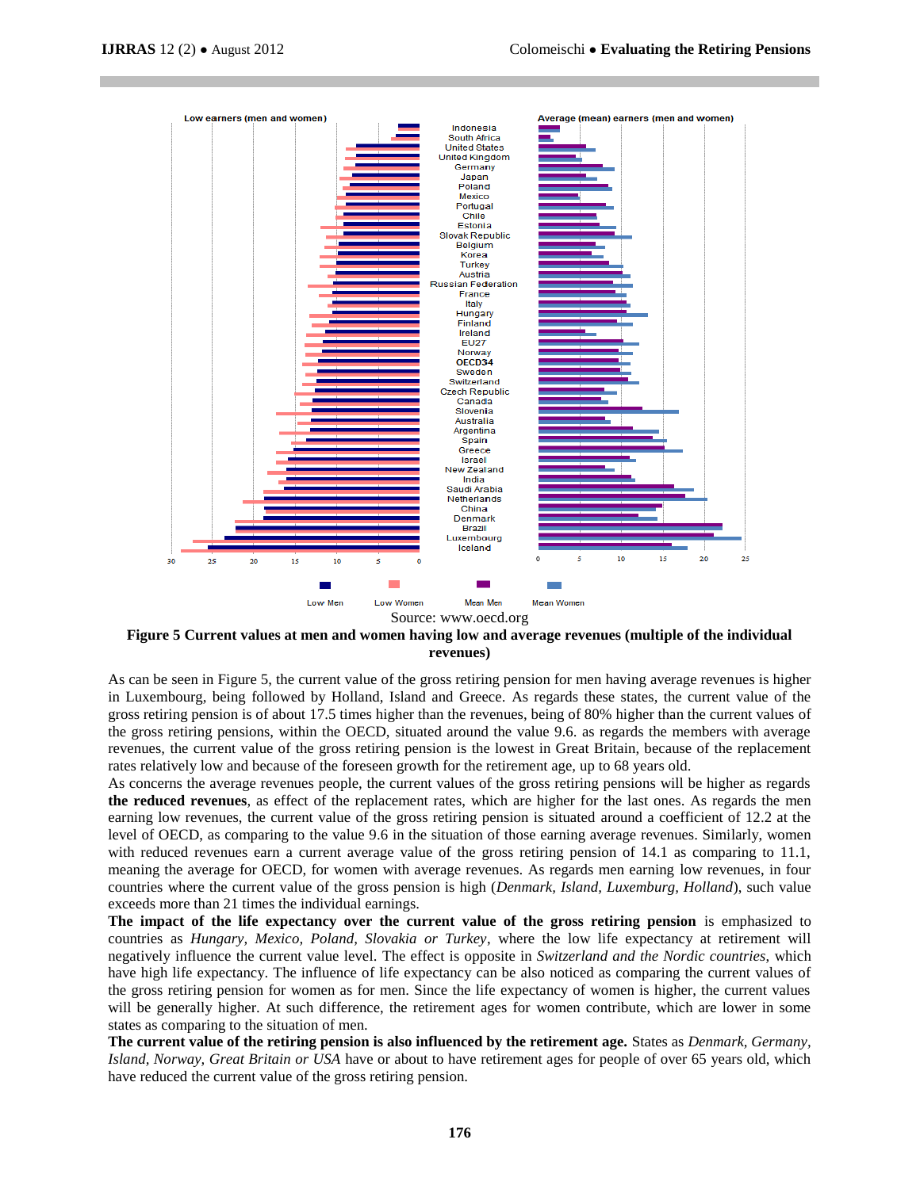Source: www.oecd.org

**Figure 5 Current values at men and women having low and average revenues (multiple of the individual revenues)**

As can be seen in Figure 5, the current value of the gross retiring pension for men having average revenues is higher in Luxembourg, being followed by Holland, Island and Greece. As regards these states, the current value of the gross retiring pension is of about 17.5 times higher than the revenues, being of 80% higher than the current values of the gross retiring pensions, within the OECD, situated around the value 9.6. as regards the members with average revenues, the current value of the gross retiring pension is the lowest in Great Britain, because of the replacement rates relatively low and because of the foreseen growth for the retirement age, up to 68 years old.

As concerns the average revenues people, the current values of the gross retiring pensions will be higher as regards **the reduced revenues**, as effect of the replacement rates, which are higher for the last ones. As regards the men earning low revenues, the current value of the gross retiring pension is situated around a coefficient of 12.2 at the level of OECD, as comparing to the value 9.6 in the situation of those earning average revenues. Similarly, women with reduced revenues earn a current average value of the gross retiring pension of 14.1 as comparing to 11.1, meaning the average for OECD, for women with average revenues. As regards men earning low revenues, in four countries where the current value of the gross pension is high (*Denmark, Island, Luxemburg, Holland*), such value exceeds more than 21 times the individual earnings.

**The impact of the life expectancy over the current value of the gross retiring pension** is emphasized to countries as *Hungary, Mexico, Poland, Slovakia or Turkey*, where the low life expectancy at retirement will negatively influence the current value level. The effect is opposite in *Switzerland and the Nordic countries*, which have high life expectancy. The influence of life expectancy can be also noticed as comparing the current values of the gross retiring pension for women as for men. Since the life expectancy of women is higher, the current values will be generally higher. At such difference, the retirement ages for women contribute, which are lower in some states as comparing to the situation of men.

**The current value of the retiring pension is also influenced by the retirement age.** States as *Denmark, Germany, Island, Norway, Great Britain or USA* have or about to have retirement ages for people of over 65 years old, which have reduced the current value of the gross retiring pension.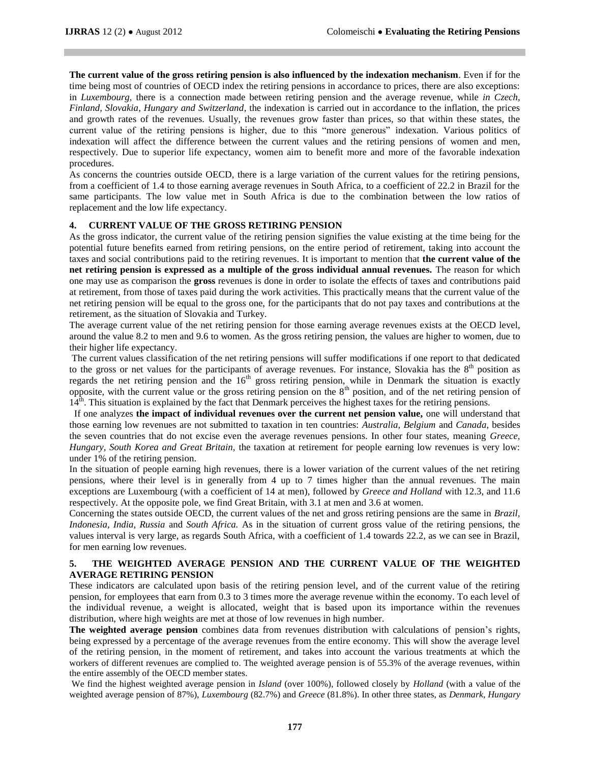**The current value of the gross retiring pension is also influenced by the indexation mechanism**. Even if for the time being most of countries of OECD index the retiring pensions in accordance to prices, there are also exceptions: in *Luxembourg*, there is a connection made between retiring pension and the average revenue, while *in Czech, Finland, Slovakia, Hungary and Switzerland*, the indexation is carried out in accordance to the inflation, the prices and growth rates of the revenues. Usually, the revenues grow faster than prices, so that within these states, the current value of the retiring pensions is higher, due to this "more generous" indexation. Various politics of indexation will affect the difference between the current values and the retiring pensions of women and men, respectively. Due to superior life expectancy, women aim to benefit more and more of the favorable indexation procedures.

As concerns the countries outside OECD, there is a large variation of the current values for the retiring pensions, from a coefficient of 1.4 to those earning average revenues in South Africa, to a coefficient of 22.2 in Brazil for the same participants. The low value met in South Africa is due to the combination between the low ratios of replacement and the low life expectancy.

## 4. CURRENT VALUE OF THE GROSS RETIRING PENSION

As the gross indicator, the current value of the retiring pension signifies the value existing at the time being for the potential future benefits earned from retiring pensions, on the entire period of retirement, taking into account the taxes and social contributions paid to the retiring revenues. It is important to mention that **the current value of the net retiring pension is expressed as a multiple of the gross individual annual revenues.** The reason for which one may use as comparison the **gross** revenues is done in order to isolate the effects of taxes and contributions paid at retirement, from those of taxes paid during the work activities. This practically means that the current value of the net retiring pension will be equal to the gross one, for the participants that do not pay taxes and contributions at the retirement, as the situation of Slovakia and Turkey.

The average current value of the net retiring pension for those earning average revenues exists at the OECD level, around the value 8.2 to men and 9.6 to women. As the gross retiring pension, the values are higher to women, due to their higher life expectancy.

The current values classification of the net retiring pensions will suffer modifications if one report to that dedicated to the gross or net values for the participants of average revenues. For instance, Slovakia has the 8th position as regards the net retiring pension and the 16th gross retiring pension, while in Denmark the situation is exactly opposite, with the current value or the gross retiring pension on the 8th position, and of the net retiring pension of 14th. This situation is explained by the fact that Denmark perceives the highest taxes for the retiring pensions.

If one analyzes **the impact of individual revenues over the current net pension value,** one will understand that those earning low revenues are not submitted to taxation in ten countries: *Australia, Belgium* and *Canada*, besides the seven countries that do not excise even the average revenues pensions. In other four states, meaning *Greece, Hungary, South Korea and Great Britain,* the taxation at retirement for people earning low revenues is very low: under 1% of the retiring pension.

In the situation of people earning high revenues, there is a lower variation of the current values of the net retiring pensions, where their level is in generally from 4 up to 7 times higher than the annual revenues. The main exceptions are Luxembourg (with a coefficient of 14 at men), followed by *Greece and Holland* with 12.3, and 11.6 respectively. At the opposite pole, we find Great Britain, with 3.1 at men and 3.6 at women.

Concerning the states outside OECD, the current values of the net and gross retiring pensions are the same in *Brazil, Indonesia, India, Russia* and *South Africa.* As in the situation of current gross value of the retiring pensions, the values interval is very large, as regards South Africa, with a coefficient of 1.4 towards 22.2, as we can see in Brazil, for men earning low revenues.

## 5. THE WEIGHTED AVERAGE PENSION AND THE CURRENT VALUE OF THE WEIGHTED AVERAGE RETIRING PENSION

These indicators are calculated upon basis of the retiring pension level, and of the current value of the retiring pension, for employees that earn from 0.3 to 3 times more the average revenue within the economy. To each level of the individual revenue, a weight is allocated, weight that is based upon its importance within the revenues distribution, where high weights are met at those of low revenues in high number.

**The weighted average pension** combines data from revenues distribution with calculations of pension's rights, being expressed by a percentage of the average revenues from the entire economy. This will show the average level of the retiring pension, in the moment of retirement, and takes into account the various treatments at which the workers of different revenues are complied to. The weighted average pension is of 55.3% of the average revenues, within the entire assembly of the OECD member states.

We find the highest weighted average pension in *Island* (over 100%), followed closely by *Holland* (with a value of the weighted average pension of 87%), *Luxembourg* (82.7%) and *Greece* (81.8%). In other three states, as *Denmark, Hungary*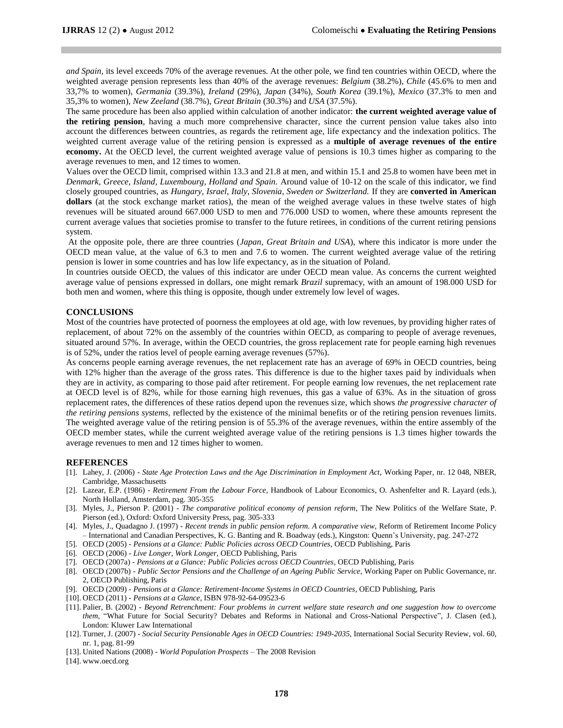*and Spain,* its level exceeds 70% of the average revenues. At the other pole, we find ten countries within OECD, where the weighted average pension represents less than 40% of the average revenues: *Belgium* (38.2%), *Chile* (45.6% to men and 33,7% to women), *Germania* (39.3%), *Ireland* (29%), *Japan* (34%), *South Korea* (39.1%), *Mexico* (37.3% to men and 35,3% to women), *New Zeeland* (38.7%), *Great Britain* (30.3%) and *USA* (37.5%).

The same procedure has been also applied within calculation of another indicator: **the current weighted average value of the retiring pension**, having a much more comprehensive character, since the current pension value takes also into account the differences between countries, as regards the retirement age, life expectancy and the indexation politics. The weighted current average value of the retiring pension is expressed as a **multiple of average revenues of the entire economy.** At the OECD level, the current weighted average value of pensions is 10.3 times higher as comparing to the average revenues to men, and 12 times to women.

Values over the OECD limit, comprised within 13.3 and 21.8 at men, and within 15.1 and 25.8 to women have been met in *Denmark, Greece, Island, Luxembourg, Holland and Spain.* Around value of 10-12 on the scale of this indicator, we find closely grouped countries, as *Hungary, Israel, Italy, Slovenia, Sweden or Switzerland.* If they are **converted in American dollars** (at the stock exchange market ratios), the mean of the weighed average values in these twelve states of high revenues will be situated around 667.000 USD to men and 776.000 USD to women, where these amounts represent the current average values that societies promise to transfer to the future retirees, in conditions of the current retiring pensions system.

At the opposite pole, there are three countries (*Japan, Great Britain and USA*), where this indicator is more under the OECD mean value, at the value of 6.3 to men and 7.6 to women. The current weighted average value of the retiring pension is lower in some countries and has low life expectancy, as in the situation of Poland.

In countries outside OECD, the values of this indicator are under OECD mean value. As concerns the current weighted average value of pensions expressed in dollars, one might remark *Brazil* supremacy, with an amount of 198.000 USD for both men and women, where this thing is opposite, though under extremely low level of wages.

## CONCLUSIONS

Most of the countries have protected of poorness the employees at old age, with low revenues, by providing higher rates of replacement, of about 72% on the assembly of the countries within OECD, as comparing to people of average revenues, situated around 57%. In average, within the OECD countries, the gross replacement rate for people earning high revenues is of 52%, under the ratios level of people earning average revenues (57%).

As concerns people earning average revenues, the net replacement rate has an average of 69% in OECD countries, being with 12% higher than the average of the gross rates. This difference is due to the higher taxes paid by individuals when they are in activity, as comparing to those paid after retirement. For people earning low revenues, the net replacement rate at OECD level is of 82%, while for those earning high revenues, this gas a value of 63%. As in the situation of gross replacement rates, the differences of these ratios depend upon the revenues size, which shows *the progressive character of the retiring pensions systems,* reflected by the existence of the minimal benefits or of the retiring pension revenues limits. The weighted average value of the retiring pension is of 55.3% of the average revenues, within the entire assembly of the OECD member states, while the current weighted average value of the retiring pensions is 1.3 times higher towards the average revenues to men and 12 times higher to women.

## REFERENCES

[1]. Lahey, J. (2006) - *State Age Protection Laws and the Age Discrimination in Employment Act*, Working Paper, nr. 12 048, NBER, Cambridge, Massachusetts

[2]. Lazear, E.P. (1986) - *Retirement From the Labour Force*, Handbook of Labour Economics, O. Ashenfelter and R. Layard (eds.), North Holland, Amsterdam, pag. 305-355

[3]. Myles, J., Pierson P. (2001) - *The comparative political economy of pension reform*, The New Politics of the Welfare State, P. Pierson (ed.), Oxford: Oxford University Press, pag. 305-333

[4]. Myles, J., Quadagno J. (1997) - *Recent trends in public pension reform. A comparative view,* Reform of Retirement Income Policy – International and Canadian Perspectives, K. G. Banting and R. Boadway (eds.), Kingston: Quenn's University, pag. 247-272

[5]. OECD (2005) - *Pensions at a Glance: Public Policies across OECD Countries*, OECD Publishing, Paris

[6]. OECD (2006) - *Live Longer, Work Longer*, OECD Publishing, Paris

[7]. OECD (2007a) - *Pensions at a Glance: Public Policies across OECD Countries*, OECD Publishing, Paris

[8]. OECD (2007b) - *Public Sector Pensions and the Challenge of an Ageing Public Service*, Working Paper on Public Governance, nr. 2, OECD Publishing, Paris

[9]. OECD (2009) - *Pensions at a Glance: Retirement-Income Systems in OECD Countries*, OECD Publishing, Paris

[10]. OECD (2011) - *Pensions at a Glance*, ISBN 978-92-64-09523-6

[11]. Palier, B. (2002) - *Beyond Retrenchment: Four problems in current welfare state research and one suggestion how to overcome them*, "What Future for Social Security? Debates and Reforms in National and Cross-National Perspective", J. Clasen (ed.), London: Kluwer Law International

[12]. Turner, J. (2007) - *Social Security Pensionable Ages in OECD Countries: 1949-2035*, International Social Security Review, vol. 60, nr. 1, pag. 81-99

[13]. United Nations (2008) - *World Population Prospects* – The 2008 Revision

[14]. www.oecd.org